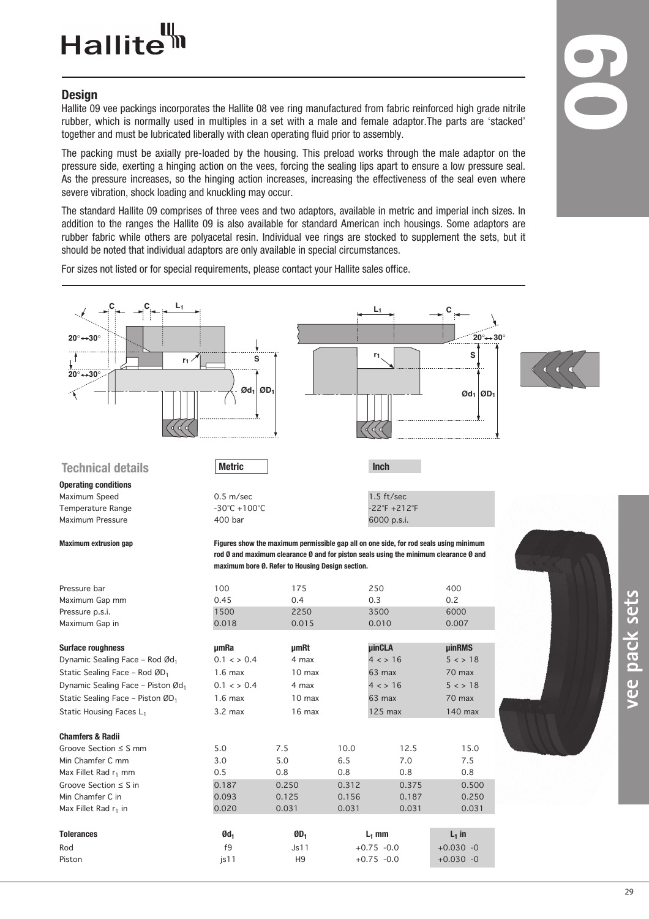# Hallite

## 09

## vee pack sets

### Design

Hallite 09 vee packings incorporates the Hallite 08 vee ring manufactured from fabric reinforced high grade nitrile rubber, which is normally used in multiples in a set with a male and female adaptor.The parts are 'stacked' together and must be lubricated liberally with clean operating fluid prior to assembly.

The packing must be axially pre-loaded by the housing. This preload works through the male adaptor on the pressure side, exerting a hinging action on the vees, forcing the sealing lips apart to ensure a low pressure seal. As the pressure increases, so the hinging action increases, increasing the effectiveness of the seal even where severe vibration, shock loading and knuckling may occur.

The standard Hallite 09 comprises of three vees and two adaptors, available in metric and imperial inch sizes. In addition to the ranges the Hallite 09 is also available for standard American inch housings. Some adaptors are rubber fabric while others are polyacetal resin. Individual vee rings are stocked to supplement the sets, but it should be noted that individual adaptors are only available in special circumstances.

For sizes not listed or for special requirements, please contact your Hallite sales office.

### Technical details

| Operating conditions | Metric | Inch |
|---|---|---|
| Maximum Speed | 0.5 m/sec | 1.5 ft/sec |
| Temperature Range | -30°C +100°C | -22°F +212°F |
| Maximum Pressure | 400 bar | 6000 p.s.i. |

**Maximum extrusion gap**

**Figures show the maximum permissible gap all on one side, for rod seals using minimum rod Ø and maximum clearance Ø and for piston seals using the minimum clearance Ø and maximum bore Ø. Refer to Housing Design section.**

| | | | | |
|---|---|---|---|---|
| Pressure bar | 100 | 175 | 250 | 400 |
| Maximum Gap mm | 0.45 | 0.4 | 0.3 | 0.2 |
| Pressure p.s.i. | 1500 | 2250 | 3500 | 6000 |
| Maximum Gap in | 0.018 | 0.015 | 0.010 | 0.007 |

| Surface roughness | µmRa | µmRt | µinCLA | µinRMS |
|---|---|---|---|---|
| Dynamic Sealing Face – Rod $Ød_1$ | 0.1 < > 0.4 | 4 max | 4 < > 16 | 5 < > 18 |
| Static Sealing Face – Rod $ØD_1$ | 1.6 max | 10 max | 63 max | 70 max |
| Dynamic Sealing Face – Piston $Ød_1$ | 0.1 < > 0.4 | 4 max | 4 < > 16 | 5 < > 18 |
| Static Sealing Face – Piston $ØD_1$ | 1.6 max | 10 max | 63 max | 70 max |
| Static Housing Faces $L_1$ | 3.2 max | 16 max | 125 max | 140 max |

| Chamfers & Radii | | | | | |
|---|---|---|---|---|---|
| Groove Section ≤ S mm | 5.0 | 7.5 | 10.0 | 12.5 | 15.0 |
| Min Chamfer C mm | 3.0 | 5.0 | 6.5 | 7.0 | 7.5 |
| Max Fillet Rad $r_1$ mm | 0.5 | 0.8 | 0.8 | 0.8 | 0.8 |
| Groove Section ≤ S in | 0.187 | 0.250 | 0.312 | 0.375 | 0.500 |
| Min Chamfer C in | 0.093 | 0.125 | 0.156 | 0.187 | 0.250 |
| Max Fillet Rad $r_1$ in | 0.020 | 0.031 | 0.031 | 0.031 | 0.031 |

| Tolerances | $Ød_1$ | $ØD_1$ | $L_1$ mm | $L_1$ in |
|---|---|---|---|---|
| Rod | f9 | Js11 | +0.75 -0.0 | +0.030 -0 |
| Piston | js11 | H9 | +0.75 -0.0 | +0.030 -0 |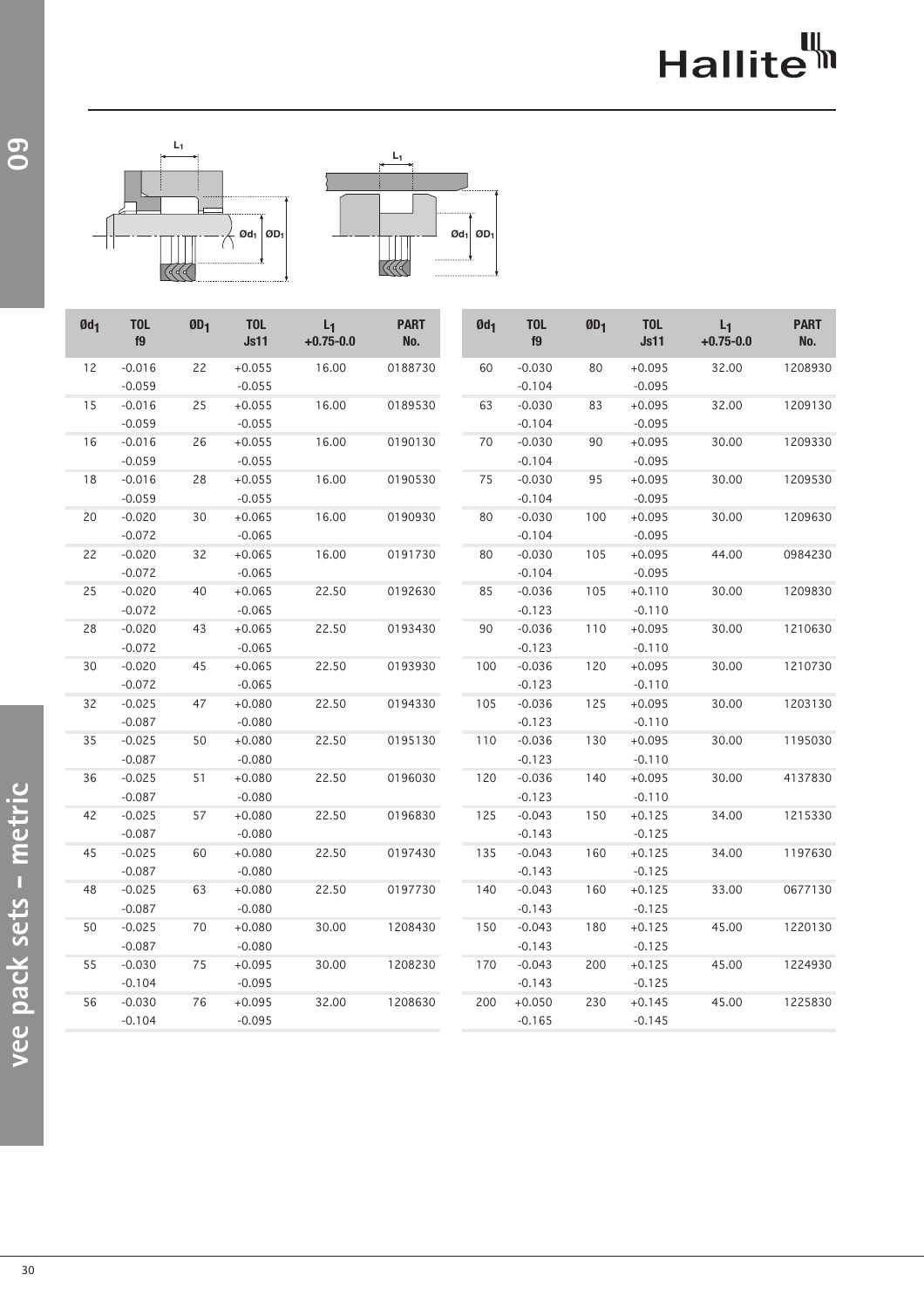| $Ød_1$ | TOL f9 | $ØD_1$ | TOL Js11 | $L_1$ +0.75-0.0 | PART No. |
|---|---|---|---|---|---|
| 12 | -0.016<br>-0.059 | 22 | +0.055<br>-0.055 | 16.00 | 0188730 |
| 15 | -0.016<br>-0.059 | 25 | +0.055<br>-0.055 | 16.00 | 0189530 |
| 16 | -0.016<br>-0.059 | 26 | +0.055<br>-0.055 | 16.00 | 0190130 |
| 18 | -0.016<br>-0.059 | 28 | +0.055<br>-0.055 | 16.00 | 0190530 |
| 20 | -0.020<br>-0.072 | 30 | +0.065<br>-0.065 | 16.00 | 0190930 |
| 22 | -0.020<br>-0.072 | 32 | +0.065<br>-0.065 | 16.00 | 0191730 |
| 25 | -0.020<br>-0.072 | 40 | +0.065<br>-0.065 | 22.50 | 0192630 |
| 28 | -0.020<br>-0.072 | 43 | +0.065<br>-0.065 | 22.50 | 0193430 |
| 30 | -0.020<br>-0.072 | 45 | +0.065<br>-0.065 | 22.50 | 0193930 |
| 32 | -0.025<br>-0.087 | 47 | +0.080<br>-0.080 | 22.50 | 0194330 |
| 35 | -0.025<br>-0.087 | 50 | +0.080<br>-0.080 | 22.50 | 0195130 |
| 36 | -0.025<br>-0.087 | 51 | +0.080<br>-0.080 | 22.50 | 0196030 |
| 42 | -0.025<br>-0.087 | 57 | +0.080<br>-0.080 | 22.50 | 0196830 |
| 45 | -0.025<br>-0.087 | 60 | +0.080<br>-0.080 | 22.50 | 0197430 |
| 48 | -0.025<br>-0.087 | 63 | +0.080<br>-0.080 | 22.50 | 0197730 |
| 50 | -0.025<br>-0.087 | 70 | +0.080<br>-0.080 | 30.00 | 1208430 |
| 55 | -0.030<br>-0.104 | 75 | +0.095<br>-0.095 | 30.00 | 1208230 |
| 56 | -0.030<br>-0.104 | 76 | +0.095<br>-0.095 | 32.00 | 1208630 |
| 60 | -0.030<br>-0.104 | 80 | +0.095<br>-0.095 | 32.00 | 1208930 |
| 63 | -0.030<br>-0.104 | 83 | +0.095<br>-0.095 | 32.00 | 1209130 |
| 70 | -0.030<br>-0.104 | 90 | +0.095<br>-0.095 | 30.00 | 1209330 |
| 75 | -0.030<br>-0.104 | 95 | +0.095<br>-0.095 | 30.00 | 1209530 |
| 80 | -0.030<br>-0.104 | 100 | +0.095<br>-0.095 | 30.00 | 1209630 |
| 80 | -0.030<br>-0.104 | 105 | +0.095<br>-0.095 | 44.00 | 0984230 |
| 85 | -0.036<br>-0.123 | 105 | +0.110<br>-0.110 | 30.00 | 1209830 |
| 90 | -0.036<br>-0.123 | 110 | +0.095<br>-0.110 | 30.00 | 1210630 |
| 100 | -0.036<br>-0.123 | 120 | +0.095<br>-0.110 | 30.00 | 1210730 |
| 105 | -0.036<br>-0.123 | 125 | +0.095<br>-0.110 | 30.00 | 1203130 |
| 110 | -0.036<br>-0.123 | 130 | +0.095<br>-0.110 | 30.00 | 1195030 |
| 120 | -0.036<br>-0.123 | 140 | +0.095<br>-0.110 | 30.00 | 4137830 |
| 125 | -0.043<br>-0.143 | 150 | +0.125<br>-0.125 | 34.00 | 1215330 |
| 135 | -0.043<br>-0.143 | 160 | +0.125<br>-0.125 | 34.00 | 1197630 |
| 140 | -0.043<br>-0.143 | 160 | +0.125<br>-0.125 | 33.00 | 0677130 |
| 150 | -0.043<br>-0.143 | 180 | +0.125<br>-0.125 | 45.00 | 1220130 |
| 170 | -0.043<br>-0.143 | 200 | +0.125<br>-0.125 | 45.00 | 1224930 |
| 200 | +0.050<br>-0.165 | 230 | +0.145<br>-0.145 | 45.00 | 1225830 |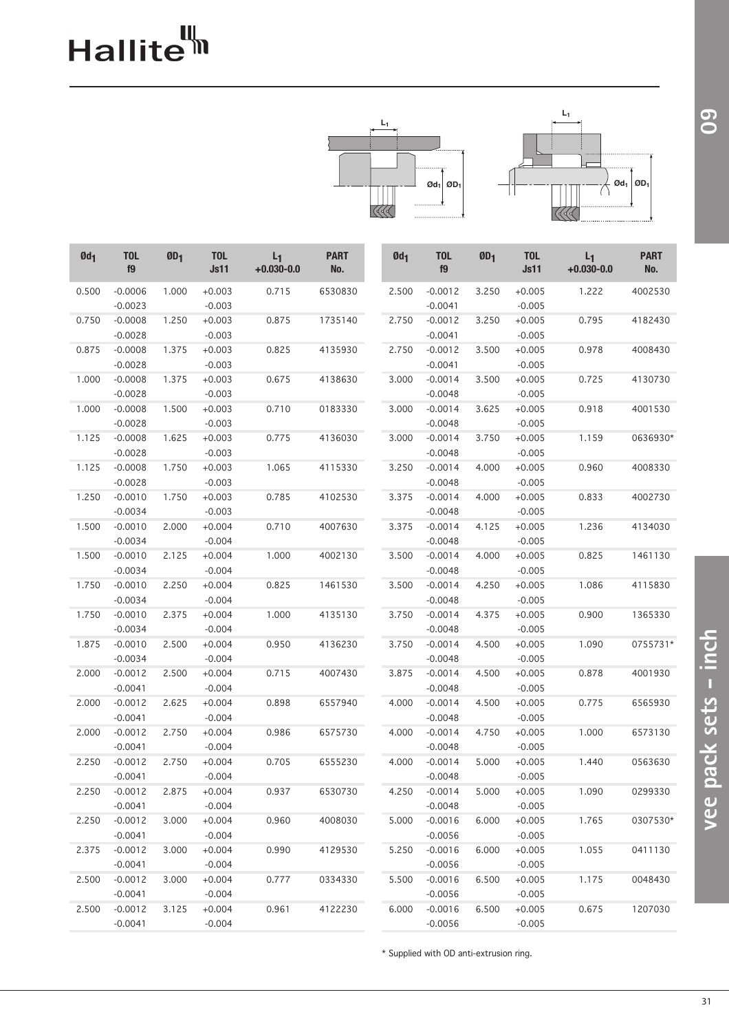| $Ød_1$ | TOL f9 | $ØD_1$ | TOL Js11 | $L_1$ +0.030-0.0 | PART No. |
|---|---|---|---|---|---|
| 0.500 | -0.0006 -0.0023 | 1.000 | +0.003 -0.003 | 0.715 | 6530830 |
| 0.750 | -0.0008 -0.0028 | 1.250 | +0.003 -0.003 | 0.875 | 1735140 |
| 0.875 | -0.0008 -0.0028 | 1.375 | +0.003 -0.003 | 0.825 | 4135930 |
| 1.000 | -0.0008 -0.0028 | 1.375 | +0.003 -0.003 | 0.675 | 4138630 |
| 1.000 | -0.0008 -0.0028 | 1.500 | +0.003 -0.003 | 0.710 | 0183330 |
| 1.125 | -0.0008 -0.0028 | 1.625 | +0.003 -0.003 | 0.775 | 4136030 |
| 1.125 | -0.0008 -0.0028 | 1.750 | +0.003 -0.003 | 1.065 | 4115330 |
| 1.250 | -0.0010 -0.0034 | 1.750 | +0.003 -0.003 | 0.785 | 4102530 |
| 1.500 | -0.0010 -0.0034 | 2.000 | +0.004 -0.004 | 0.710 | 4007630 |
| 1.500 | -0.0010 -0.0034 | 2.125 | +0.004 -0.004 | 1.000 | 4002130 |
| 1.750 | -0.0010 -0.0034 | 2.250 | +0.004 -0.004 | 0.825 | 1461530 |
| 1.750 | -0.0010 -0.0034 | 2.375 | +0.004 -0.004 | 1.000 | 4135130 |
| 1.875 | -0.0010 -0.0034 | 2.500 | +0.004 -0.004 | 0.950 | 4136230 |
| 2.000 | -0.0012 -0.0041 | 2.500 | +0.004 -0.004 | 0.715 | 4007430 |
| 2.000 | -0.0012 -0.0041 | 2.625 | +0.004 -0.004 | 0.898 | 6557940 |
| 2.000 | -0.0012 -0.0041 | 2.750 | +0.004 -0.004 | 0.986 | 6575730 |
| 2.250 | -0.0012 -0.0041 | 2.750 | +0.004 -0.004 | 0.705 | 6555230 |
| 2.250 | -0.0012 -0.0041 | 2.875 | +0.004 -0.004 | 0.937 | 6530730 |
| 2.250 | -0.0012 -0.0041 | 3.000 | +0.004 -0.004 | 0.960 | 4008030 |
| 2.375 | -0.0012 -0.0041 | 3.000 | +0.004 -0.004 | 0.990 | 4129530 |
| 2.500 | -0.0012 -0.0041 | 3.000 | +0.004 -0.004 | 0.777 | 0334330 |
| 2.500 | -0.0012 -0.0041 | 3.125 | +0.004 -0.004 | 0.961 | 4122230 |
| 2.500 | -0.0012 -0.0041 | 3.250 | +0.005 -0.005 | 1.222 | 4002530 |
| 2.750 | -0.0012 -0.0041 | 3.250 | +0.005 -0.005 | 0.795 | 4182430 |
| 2.750 | -0.0012 -0.0041 | 3.500 | +0.005 -0.005 | 0.978 | 4008430 |
| 3.000 | -0.0014 -0.0048 | 3.500 | +0.005 -0.005 | 0.725 | 4130730 |
| 3.000 | -0.0014 -0.0048 | 3.625 | +0.005 -0.005 | 0.918 | 4001530 |
| 3.000 | -0.0014 -0.0048 | 3.750 | +0.005 -0.005 | 1.159 | 0636930* |
| 3.250 | -0.0014 -0.0048 | 4.000 | +0.005 -0.005 | 0.960 | 4008330 |
| 3.375 | -0.0014 -0.0048 | 4.000 | +0.005 -0.005 | 0.833 | 4002730 |
| 3.375 | -0.0014 -0.0048 | 4.125 | +0.005 -0.005 | 1.236 | 4134030 |
| 3.500 | -0.0014 -0.0048 | 4.000 | +0.005 -0.005 | 0.825 | 1461130 |
| 3.500 | -0.0014 -0.0048 | 4.250 | +0.005 -0.005 | 1.086 | 4115830 |
| 3.750 | -0.0014 -0.0048 | 4.375 | +0.005 -0.005 | 0.900 | 1365330 |
| 3.750 | -0.0014 -0.0048 | 4.500 | +0.005 -0.005 | 1.090 | 0755731* |
| 3.875 | -0.0014 -0.0048 | 4.500 | +0.005 -0.005 | 0.878 | 4001930 |
| 4.000 | -0.0014 -0.0048 | 4.500 | +0.005 -0.005 | 0.775 | 6565930 |
| 4.000 | -0.0014 -0.0048 | 4.750 | +0.005 -0.005 | 1.000 | 6573130 |
| 4.000 | -0.0014 -0.0048 | 5.000 | +0.005 -0.005 | 1.440 | 0563630 |
| 4.250 | -0.0014 -0.0048 | 5.000 | +0.005 -0.005 | 1.090 | 0299330 |
| 5.000 | -0.0016 -0.0056 | 6.000 | +0.005 -0.005 | 1.765 | 0307530* |
| 5.250 | -0.0016 -0.0056 | 6.000 | +0.005 -0.005 | 1.055 | 0411130 |
| 5.500 | -0.0016 -0.0056 | 6.500 | +0.005 -0.005 | 1.175 | 0048430 |
| 6.000 | -0.0016 -0.0056 | 6.500 | +0.005 -0.005 | 0.675 | 1207030 |

\* Supplied with OD anti-extrusion ring.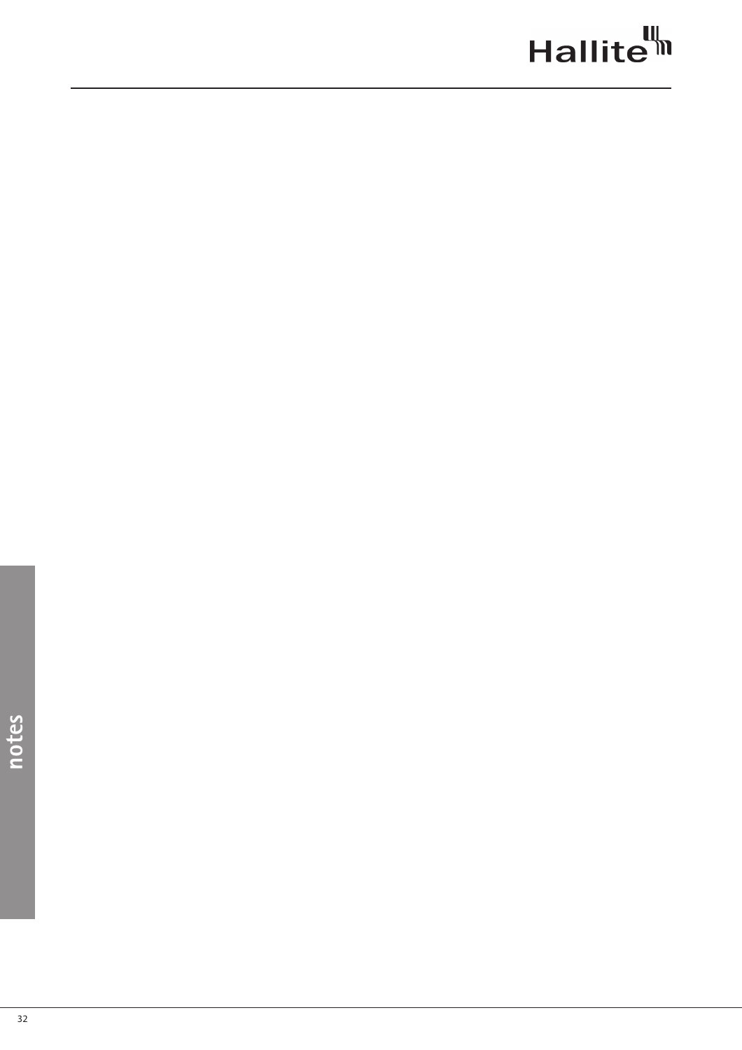# notes